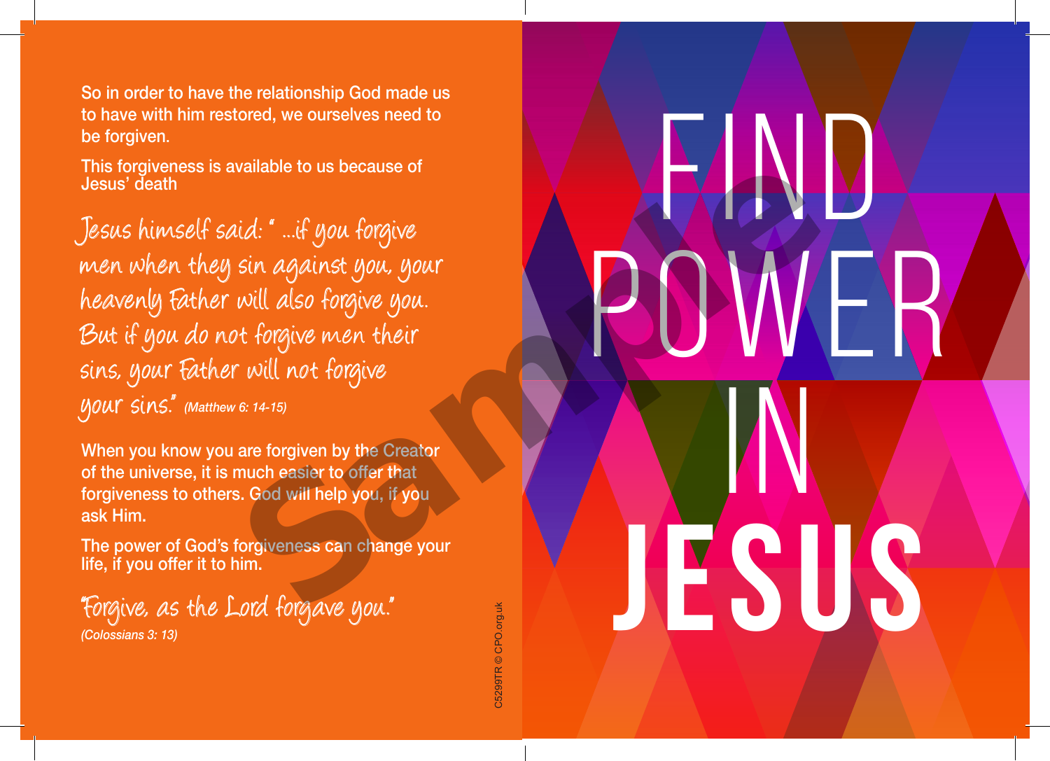So in order to have the relationship God made us to have with him restored, we ourselves need to be forgiven.

This forgiveness is available to us because of Jesus' death

*Jesus himself said: " ...if you forgive men when they sin against you, your heavenly Father will also forgive you. But if you do not forgive men their sins, your Father will not forgive your sins." (Matthew 6: 14-15)*

When you know you are forgiven by the Creator of the universe, it is much easier to offer that forgiveness to others. God will help you, if you ask Him.

The power of God's forgiveness can change your life, if you offer it to him.

*"Forgive, as the Lord forgave you." (Colossians 3: 13)*

C5299TR © CPO.org.uk

# FIND POWER IN JESUS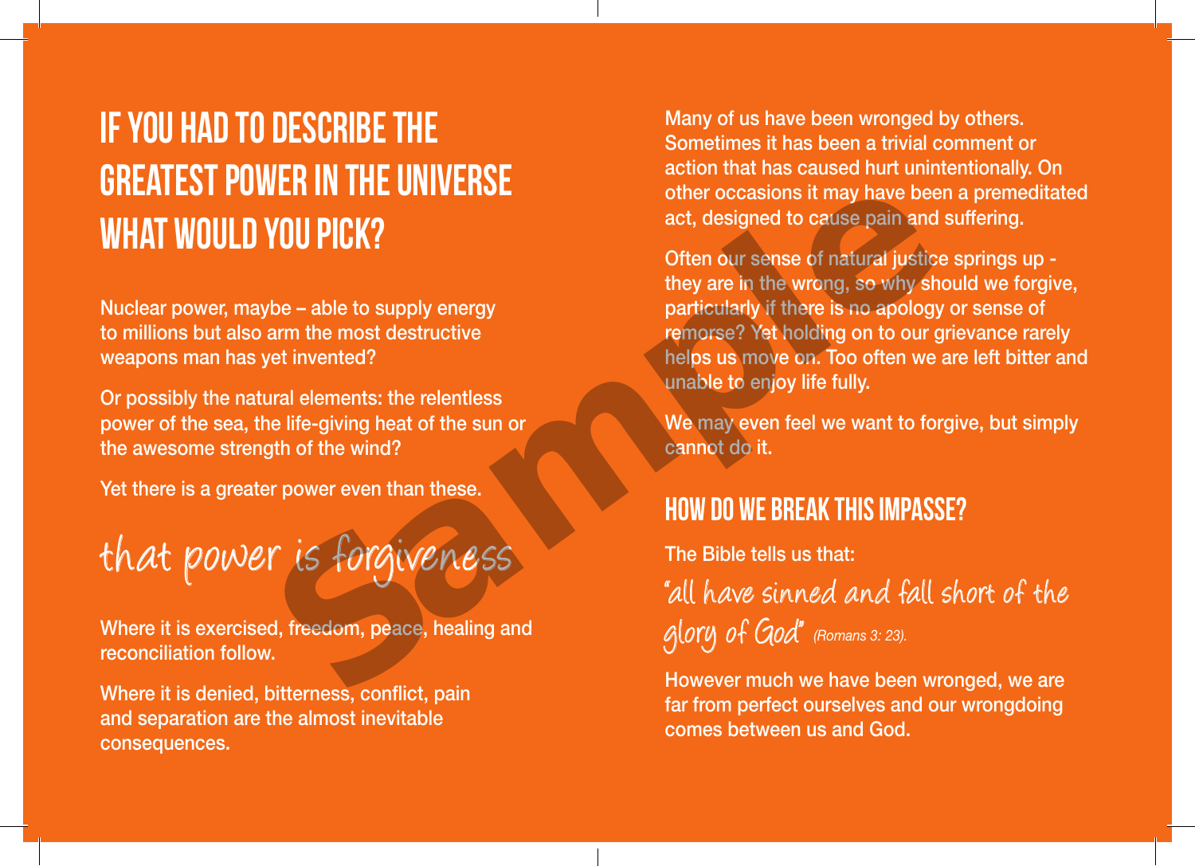# IF YOU HAD TO DESCRIBE THE GREATEST POWER IN THE UNIVERSE WHAT WOULD YOU PICK?

Nuclear power, maybe – able to supply energy to millions but also arm the most destructive weapons man has yet invented?

Or possibly the natural elements: the relentless power of the sea, the life-giving heat of the sun or the awesome strength of the wind?

Yet there is a greater power even than these.

## that power is forgiveness

Where it is exercised, freedom, peace, healing and reconciliation follow.

Where it is denied, bitterness, conflict, pain and separation are the almost inevitable consequences.

Many of us have been wronged by others. Sometimes it has been a trivial comment or action that has caused hurt unintentionally. On other occasions it may have been a premeditated act, designed to cause pain and suffering.

Often our sense of natural justice springs up - they are in the wrong, so why should we forgive, particularly if there is no apology or sense of remorse? Yet holding on to our grievance rarely helps us move on. Too often we are left bitter and unable to enjoy life fully.

We may even feel we want to forgive, but simply cannot do it.

## HOW DO WE BREAK THIS IMPASSE?

The Bible tells us that:

"all have sinned and fall short of the glory of God" *(Romans 3: 23).*

However much we have been wronged, we are far from perfect ourselves and our wrongdoing comes between us and God.